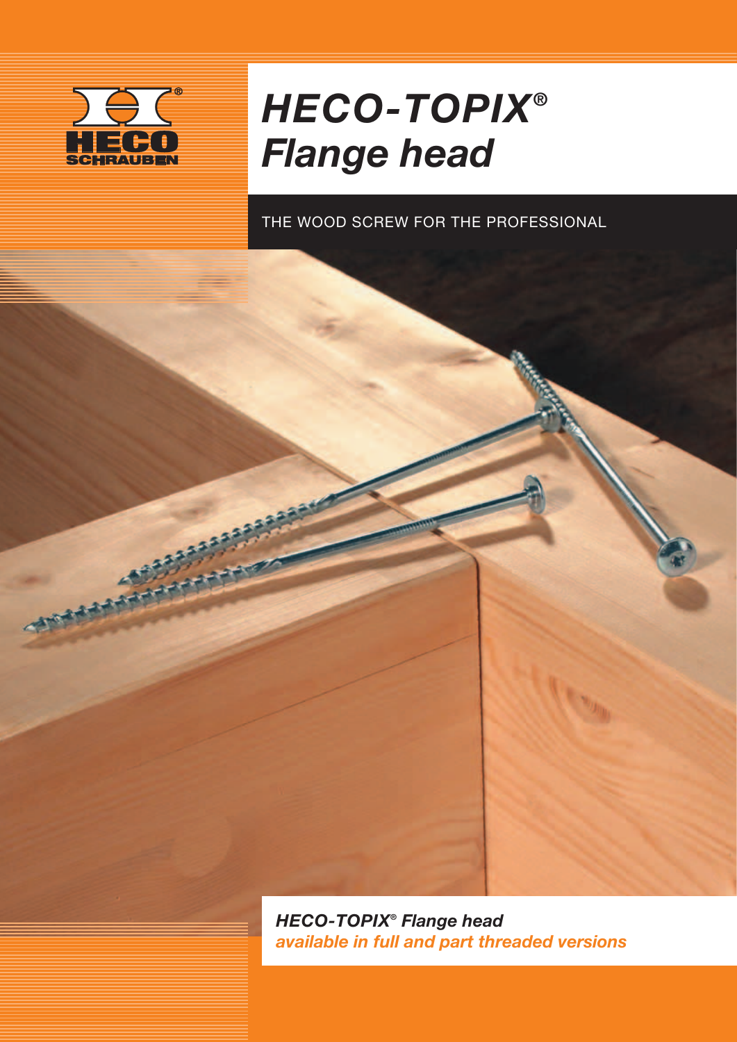HECO SCHRAUBEN

# *HECO-TOPIX® Flange head*

THE WOOD SCREW FOR THE PROFESSIONAL

***HECO-TOPIX® Flange head***
***available in full and part threaded versions***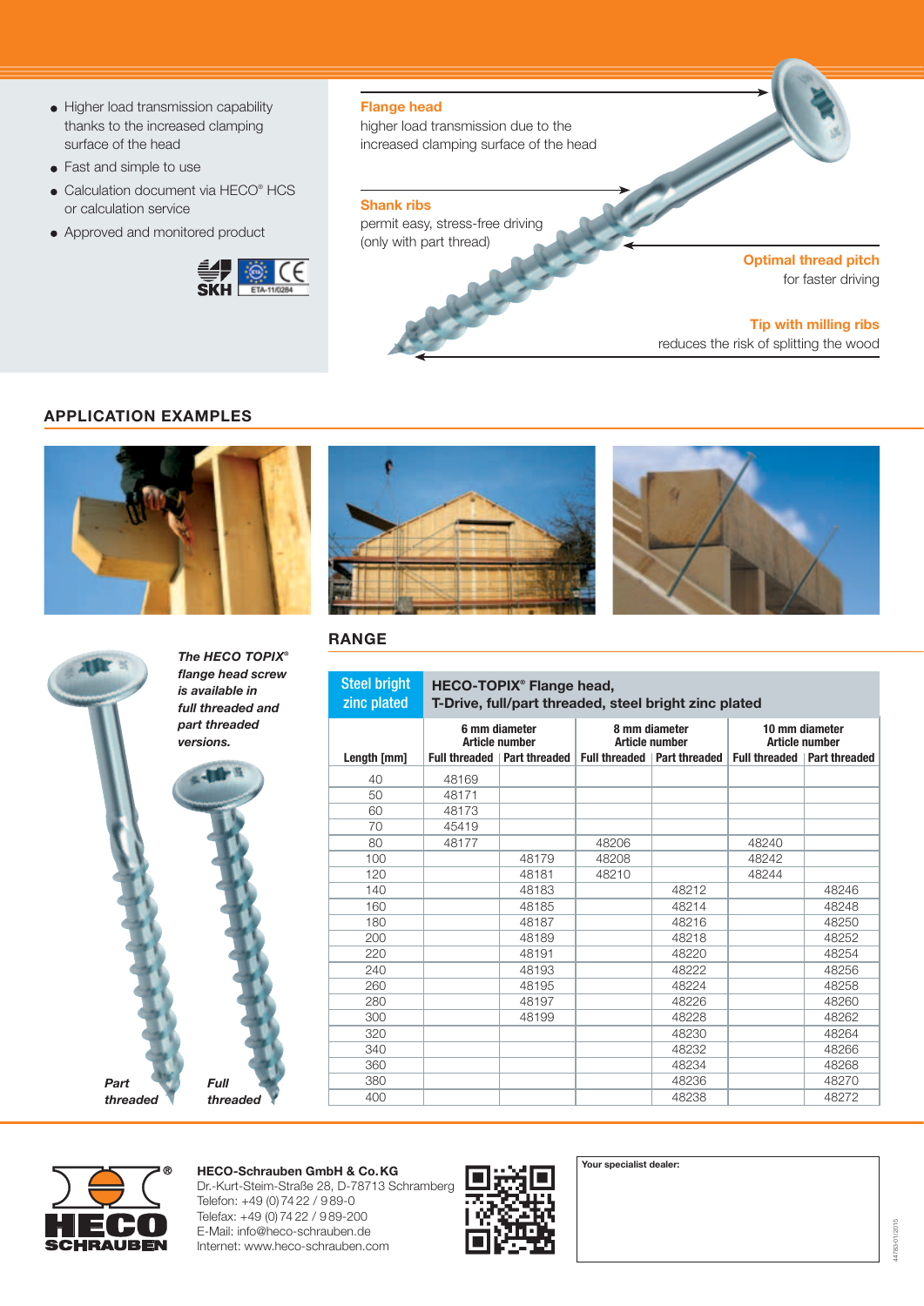- Higher load transmission capability thanks to the increased clamping surface of the head
- Fast and simple to use
- Calculation document via HECO® HCS or calculation service
- Approved and monitored product

SKH ETA-11/0284

**Flange head**
higher load transmission due to the increased clamping surface of the head

**Shank ribs**
permit easy, stress-free driving (only with part thread)

**Optimal thread pitch**
for faster driving

**Tip with milling ribs**
reduces the risk of splitting the wood

## APPLICATION EXAMPLES

*The HECO TOPIX® flange head screw is available in full threaded and part threaded versions.*

*Part threaded* *Full threaded*

## RANGE

| Steel bright zinc plated | HECO-TOPIX® Flange head, T-Drive, full/part threaded, steel bright zinc plated | | | | | |
|---|---|---|---|---|---|---|
| | 6 mm diameter Article number | | 8 mm diameter Article number | | 10 mm diameter Article number | |
| Length [mm] | Full threaded | Part threaded | Full threaded | Part threaded | Full threaded | Part threaded |
| 40 | 48169 | | | | | |
| 50 | 48171 | | | | | |
| 60 | 48173 | | | | | |
| 70 | 45419 | | | | | |
| 80 | 48177 | | 48206 | | 48240 | |
| 100 | | 48179 | 48208 | | 48242 | |
| 120 | | 48181 | 48210 | | 48244 | |
| 140 | | 48183 | | 48212 | | 48246 |
| 160 | | 48185 | | 48214 | | 48248 |
| 180 | | 48187 | | 48216 | | 48250 |
| 200 | | 48189 | | 48218 | | 48252 |
| 220 | | 48191 | | 48220 | | 48254 |
| 240 | | 48193 | | 48222 | | 48256 |
| 260 | | 48195 | | 48224 | | 48258 |
| 280 | | 48197 | | 48226 | | 48260 |
| 300 | | 48199 | | 48228 | | 48262 |
| 320 | | | | 48230 | | 48264 |
| 340 | | | | 48232 | | 48266 |
| 360 | | | | 48234 | | 48268 |
| 380 | | | | 48236 | | 48270 |
| 400 | | | | 48238 | | 48272 |

HECO SCHRAUBEN

**HECO-Schrauben GmbH & Co.KG**
Dr.-Kurt-Steim-Straße 28, D-78713 Schramberg
Telefon: +49 (0) 74 22 / 989-0
Telefax: +49 (0) 74 22 / 989-200
E-Mail: info@heco-schrauben.de
Internet: www.heco-schrauben.com

**Your specialist dealer:**

44783-01/2015